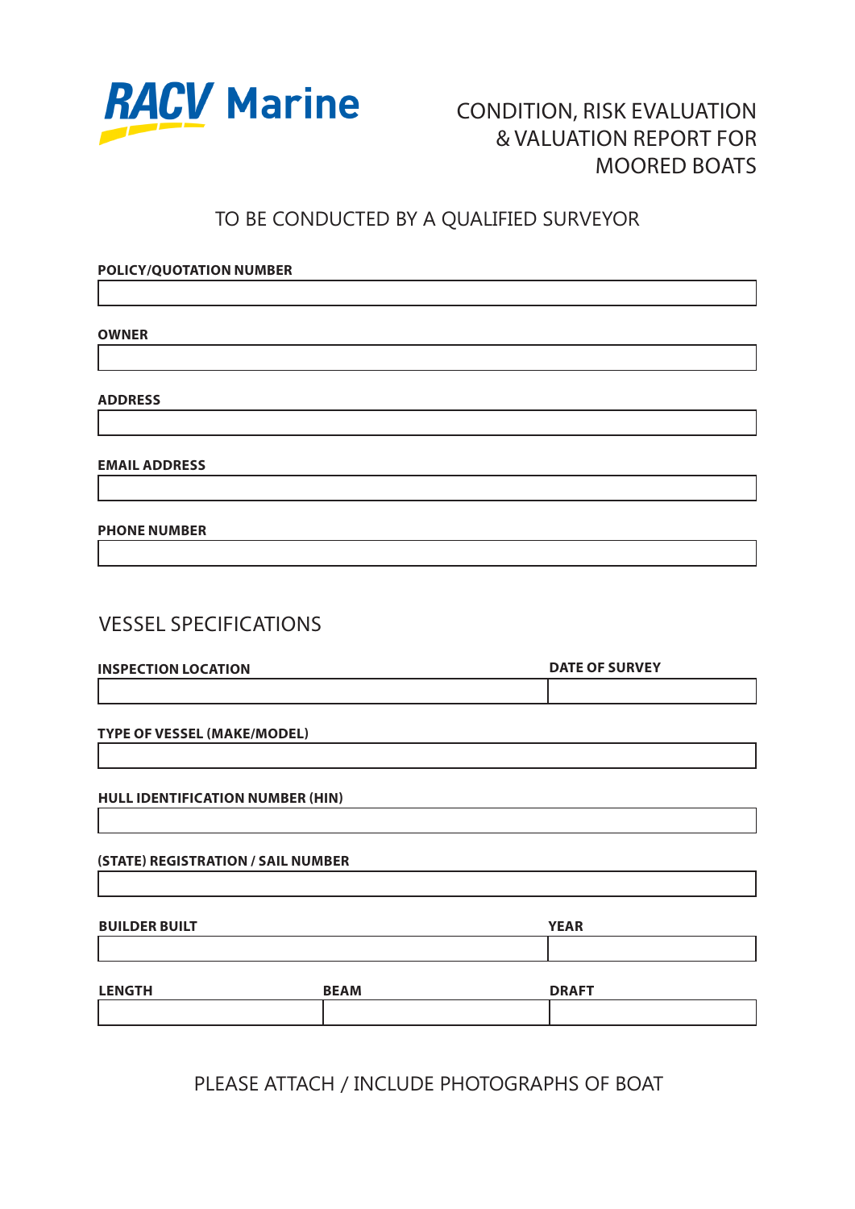RACV Marine

# CONDITION, RISK EVALUATION & VALUATION REPORT FOR MOORED BOATS

TO BE CONDUCTED BY A QUALIFIED SURVEYOR

**POLICY/QUOTATION NUMBER**

**OWNER**

**ADDRESS**

**EMAIL ADDRESS**

**PHONE NUMBER**

## VESSEL SPECIFICATIONS

| **INSPECTION LOCATION** | **DATE OF SURVEY** |
|---|---|
| | |

**TYPE OF VESSEL (MAKE/MODEL)**

**HULL IDENTIFICATION NUMBER (HIN)**

**(STATE) REGISTRATION / SAIL NUMBER**

| **BUILDER BUILT** | **YEAR** |
|---|---|
| | |

| **LENGTH** | **BEAM** | **DRAFT** |
|---|---|---|
| | | |

PLEASE ATTACH / INCLUDE PHOTOGRAPHS OF BOAT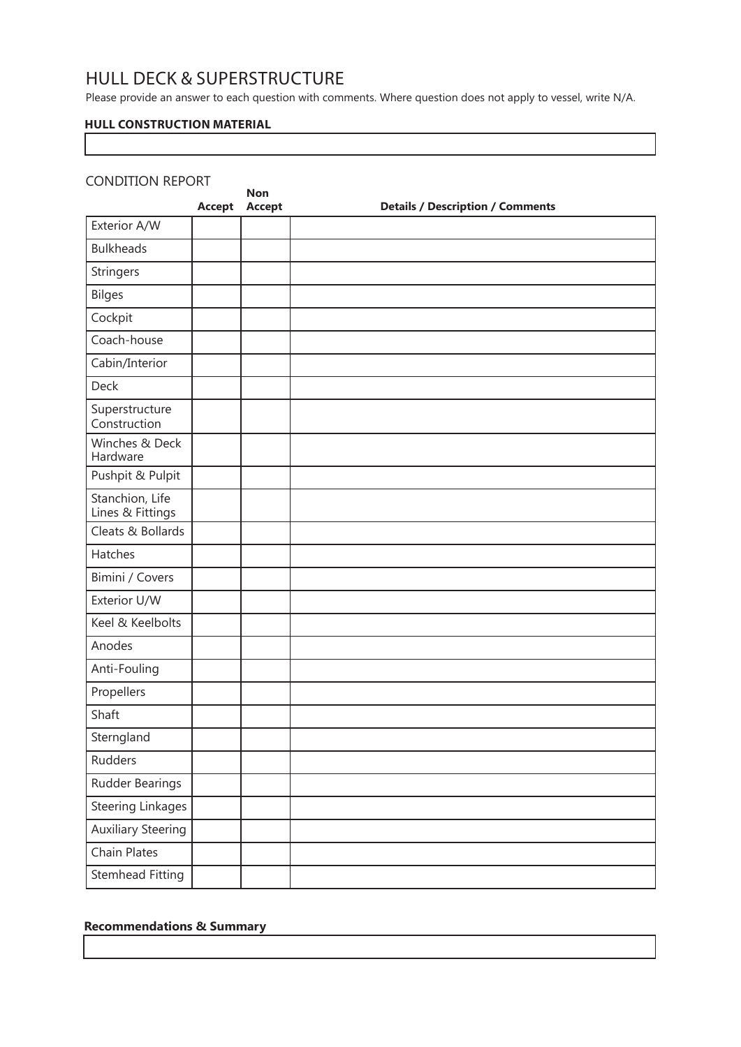# HULL DECK & SUPERSTRUCTURE

Please provide an answer to each question with comments. Where question does not apply to vessel, write N/A.

**HULL CONSTRUCTION MATERIAL**

| |
|---|
| |

## CONDITION REPORT

| | Accept | Non Accept | Details / Description / Comments |
|---|---|---|---|
| Exterior A/W | | | |
| Bulkheads | | | |
| Stringers | | | |
| Bilges | | | |
| Cockpit | | | |
| Coach-house | | | |
| Cabin/Interior | | | |
| Deck | | | |
| Superstructure Construction | | | |
| Winches & Deck Hardware | | | |
| Pushpit & Pulpit | | | |
| Stanchion, Life Lines & Fittings | | | |
| Cleats & Bollards | | | |
| Hatches | | | |
| Bimini / Covers | | | |
| Exterior U/W | | | |
| Keel & Keelbolts | | | |
| Anodes | | | |
| Anti-Fouling | | | |
| Propellers | | | |
| Shaft | | | |
| Sterngland | | | |
| Rudders | | | |
| Rudder Bearings | | | |
| Steering Linkages | | | |
| Auxiliary Steering | | | |
| Chain Plates | | | |
| Stemhead Fitting | | | |

**Recommendations & Summary**

| |
|---|
| |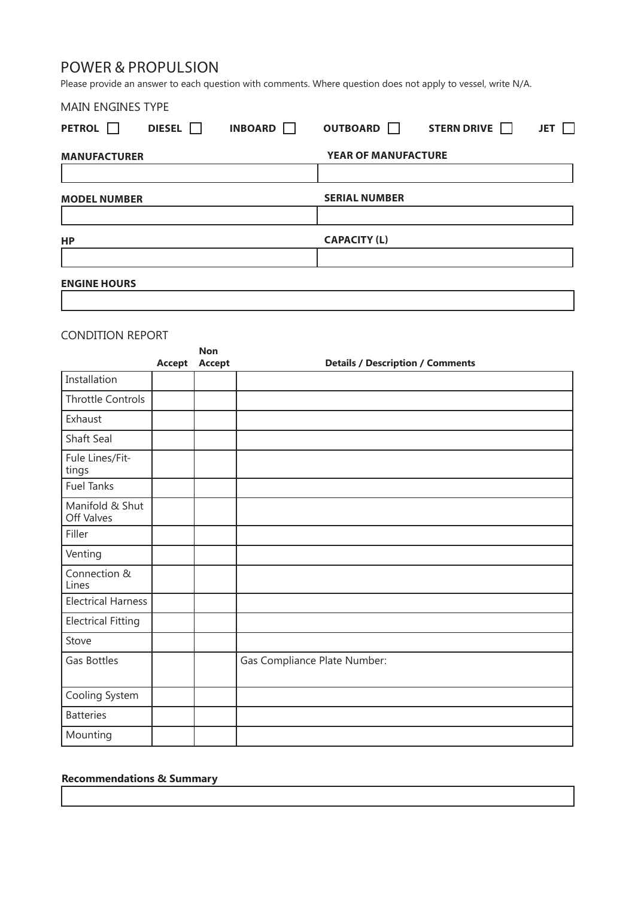# POWER & PROPULSION

Please provide an answer to each question with comments. Where question does not apply to vessel, write N/A.

## MAIN ENGINES TYPE

**PETROL** ☐ **DIESEL** ☐ **INBOARD** ☐ **OUTBOARD** ☐ **STERN DRIVE** ☐ **JET** ☐

| **MANUFACTURER** | **YEAR OF MANUFACTURE** |
|---|---|
| | |

| **MODEL NUMBER** | **SERIAL NUMBER** |
|---|---|
| | |

| **HP** | **CAPACITY (L)** |
|---|---|
| | |

**ENGINE HOURS**

| |
|---|
| |

## CONDITION REPORT

| | Accept | Non Accept | Details / Description / Comments |
|---|---|---|---|
| Installation | | | |
| Throttle Controls | | | |
| Exhaust | | | |
| Shaft Seal | | | |
| Fule Lines/Fittings | | | |
| Fuel Tanks | | | |
| Manifold & Shut Off Valves | | | |
| Filler | | | |
| Venting | | | |
| Connection & Lines | | | |
| Electrical Harness | | | |
| Electrical Fitting | | | |
| Stove | | | |
| Gas Bottles | | | Gas Compliance Plate Number: |
| Cooling System | | | |
| Batteries | | | |
| Mounting | | | |

**Recommendations & Summary**

| |
|---|
| |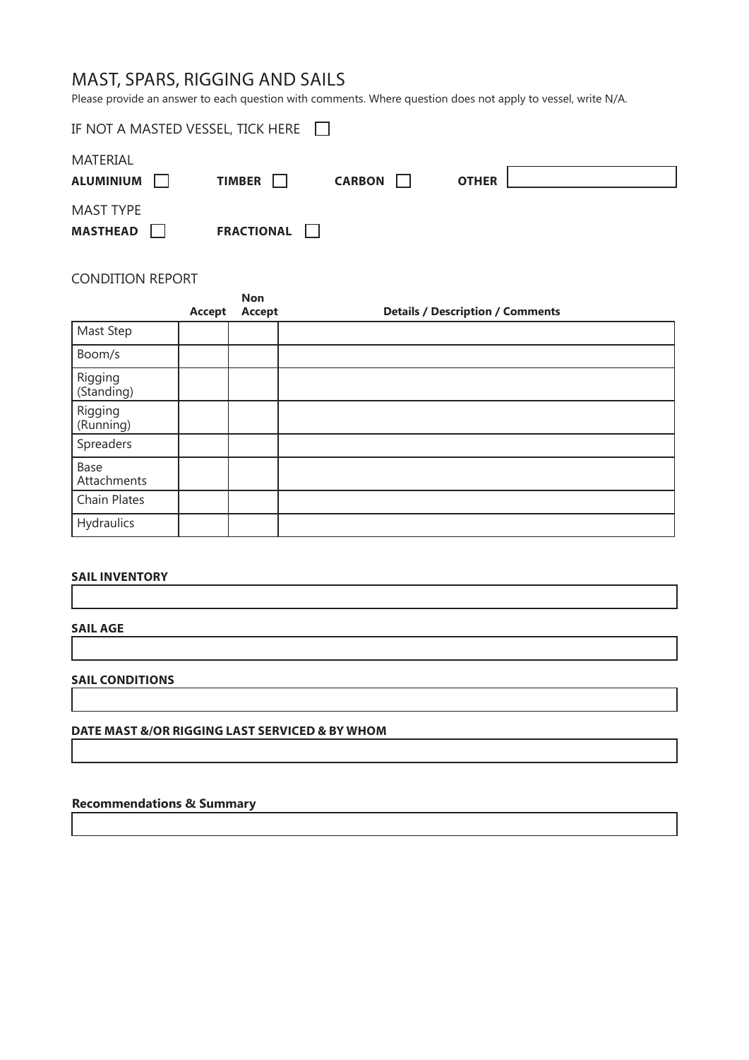# MAST, SPARS, RIGGING AND SAILS

Please provide an answer to each question with comments. Where question does not apply to vessel, write N/A.

IF NOT A MASTED VESSEL, TICK HERE ☐

MATERIAL

**ALUMINIUM** ☐ **TIMBER** ☐ **CARBON** ☐ **OTHER** ______

MAST TYPE

**MASTHEAD** ☐ **FRACTIONAL** ☐

CONDITION REPORT

| | **Accept** | **Non Accept** | **Details / Description / Comments** |
|---|---|---|---|
| Mast Step | | | |
| Boom/s | | | |
| Rigging (Standing) | | | |
| Rigging (Running) | | | |
| Spreaders | | | |
| Base Attachments | | | |
| Chain Plates | | | |
| Hydraulics | | | |

**SAIL INVENTORY**

______

**SAIL AGE**

______

**SAIL CONDITIONS**

______

**DATE MAST &/OR RIGGING LAST SERVICED & BY WHOM**

______

**Recommendations & Summary**

______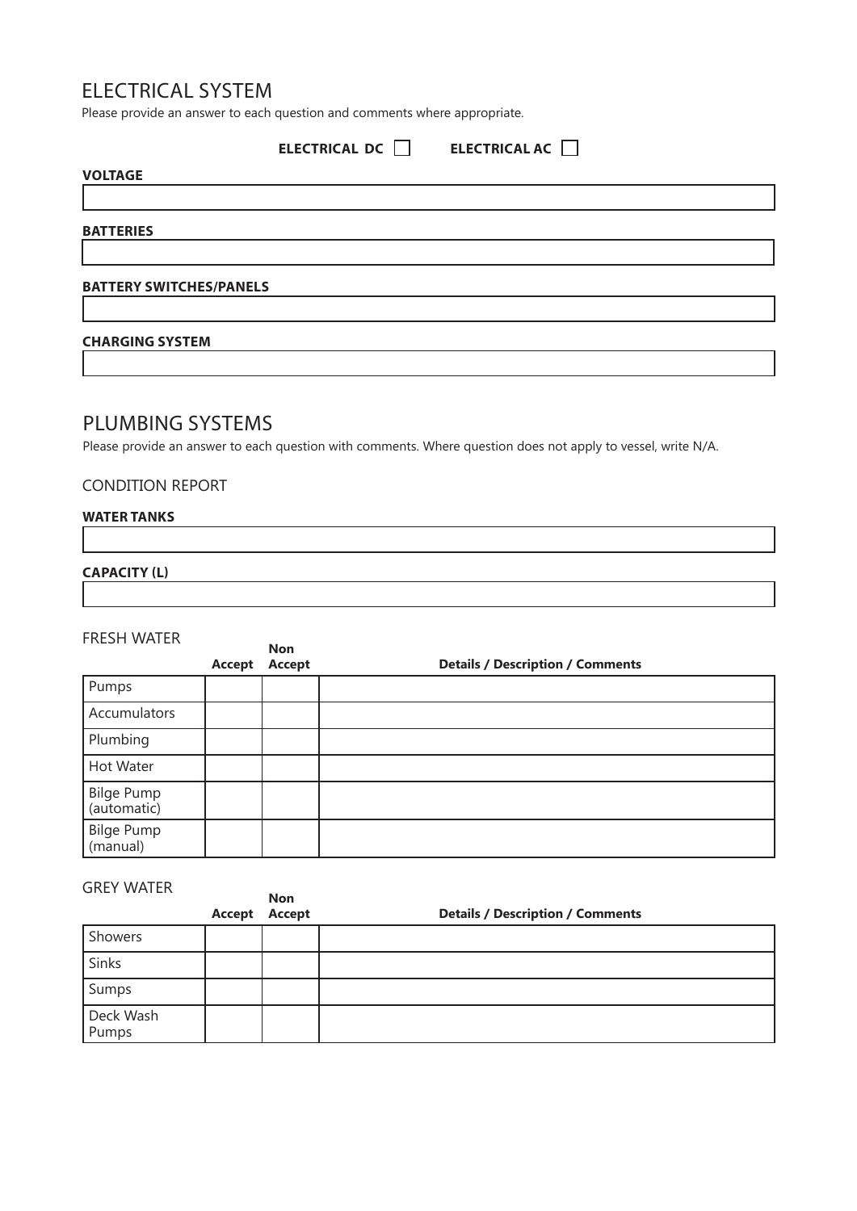## ELECTRICAL SYSTEM

Please provide an answer to each question and comments where appropriate.

**ELECTRICAL DC** ☐ **ELECTRICAL AC** ☐

**VOLTAGE**

**BATTERIES**

**BATTERY SWITCHES/PANELS**

**CHARGING SYSTEM**

## PLUMBING SYSTEMS

Please provide an answer to each question with comments. Where question does not apply to vessel, write N/A.

### CONDITION REPORT

**WATER TANKS**

**CAPACITY (L)**

### FRESH WATER

| | Accept | Non Accept | Details / Description / Comments |
|---|---|---|---|
| Pumps | | | |
| Accumulators | | | |
| Plumbing | | | |
| Hot Water | | | |
| Bilge Pump (automatic) | | | |
| Bilge Pump (manual) | | | |

### GREY WATER

| | Accept | Non Accept | Details / Description / Comments |
|---|---|---|---|
| Showers | | | |
| Sinks | | | |
| Sumps | | | |
| Deck Wash Pumps | | | |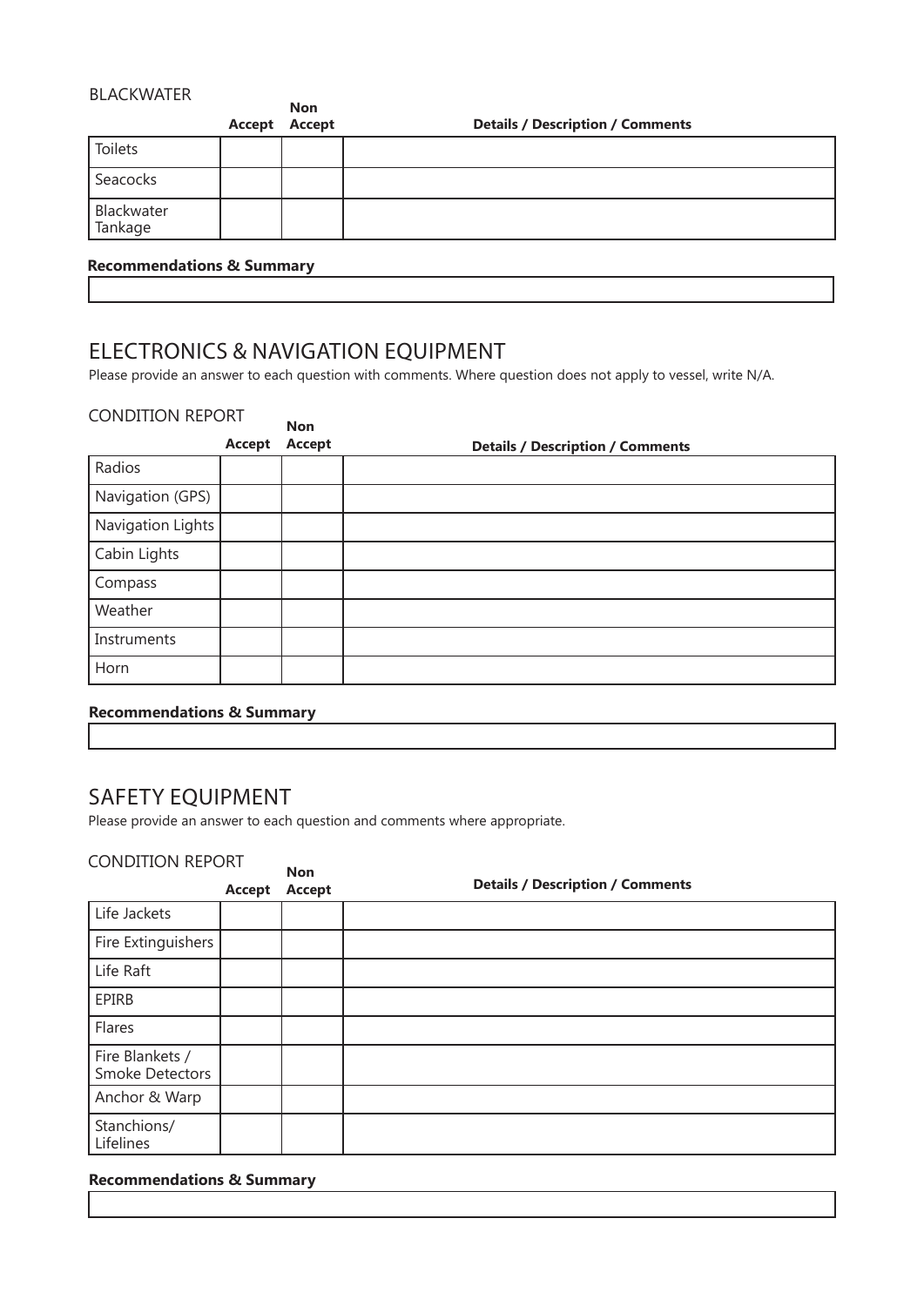### BLACKWATER

| | Accept | Non Accept | Details / Description / Comments |
|---|---|---|---|
| Toilets | | | |
| Seacocks | | | |
| Blackwater Tankage | | | |

**Recommendations & Summary**

| |
|---|
| |

## ELECTRONICS & NAVIGATION EQUIPMENT

Please provide an answer to each question with comments. Where question does not apply to vessel, write N/A.

### CONDITION REPORT

| | Accept | Non Accept | Details / Description / Comments |
|---|---|---|---|
| Radios | | | |
| Navigation (GPS) | | | |
| Navigation Lights | | | |
| Cabin Lights | | | |
| Compass | | | |
| Weather | | | |
| Instruments | | | |
| Horn | | | |

**Recommendations & Summary**

| |
|---|
| |

## SAFETY EQUIPMENT

Please provide an answer to each question and comments where appropriate.

### CONDITION REPORT

| | Accept | Non Accept | Details / Description / Comments |
|---|---|---|---|
| Life Jackets | | | |
| Fire Extinguishers | | | |
| Life Raft | | | |
| EPIRB | | | |
| Flares | | | |
| Fire Blankets / Smoke Detectors | | | |
| Anchor & Warp | | | |
| Stanchions/ Lifelines | | | |

**Recommendations & Summary**

| |
|---|
| |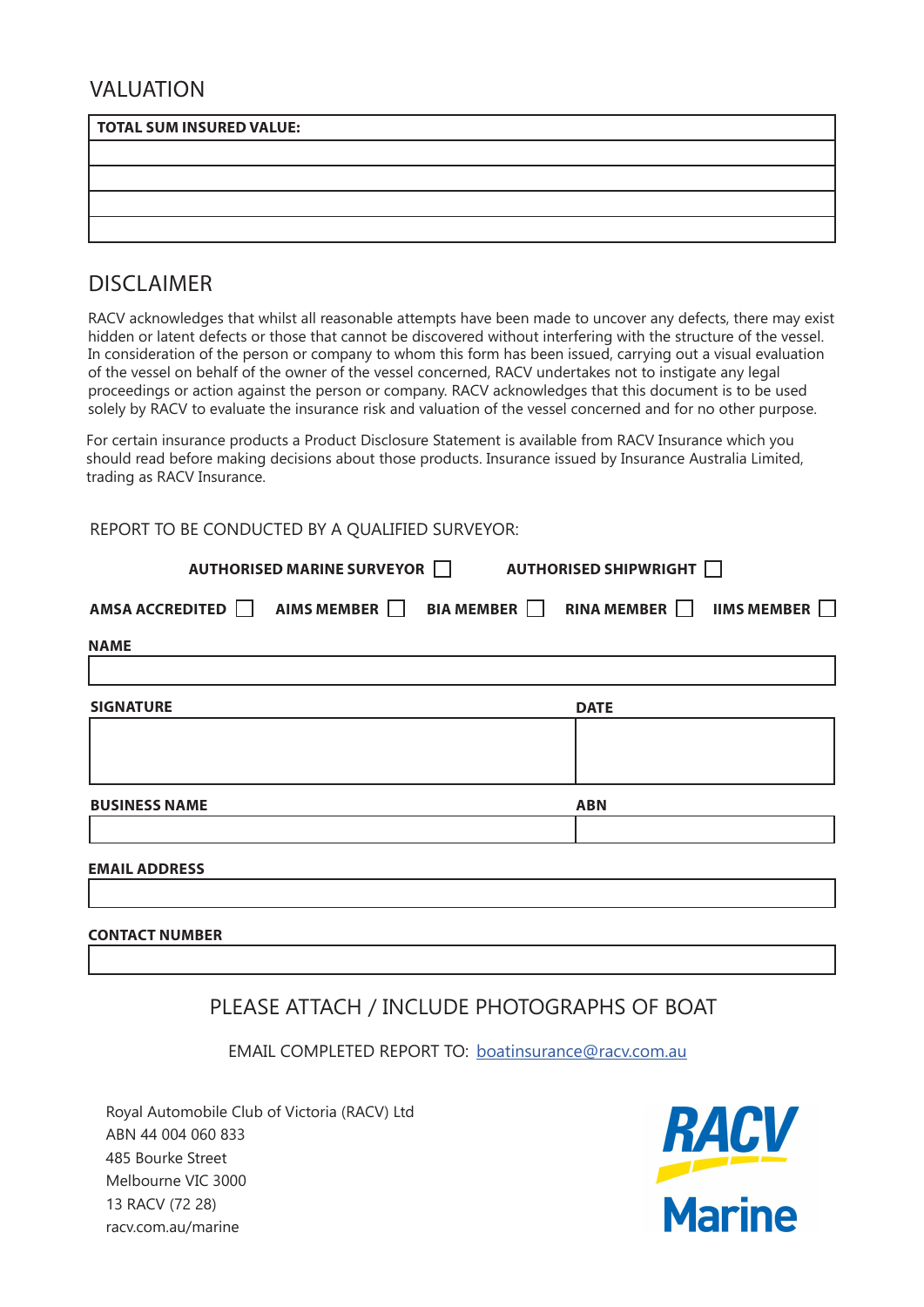## VALUATION

| TOTAL SUM INSURED VALUE: |
|---|
| |
| |
| |
| |

## DISCLAIMER

RACV acknowledges that whilst all reasonable attempts have been made to uncover any defects, there may exist hidden or latent defects or those that cannot be discovered without interfering with the structure of the vessel. In consideration of the person or company to whom this form has been issued, carrying out a visual evaluation of the vessel on behalf of the owner of the vessel concerned, RACV undertakes not to instigate any legal proceedings or action against the person or company. RACV acknowledges that this document is to be used solely by RACV to evaluate the insurance risk and valuation of the vessel concerned and for no other purpose.

For certain insurance products a Product Disclosure Statement is available from RACV Insurance which you should read before making decisions about those products. Insurance issued by Insurance Australia Limited, trading as RACV Insurance.

REPORT TO BE CONDUCTED BY A QUALIFIED SURVEYOR:

**AUTHORISED MARINE SURVEYOR** ☐ **AUTHORISED SHIPWRIGHT** ☐

**AMSA ACCREDITED** ☐ **AIMS MEMBER** ☐ **BIA MEMBER** ☐ **RINA MEMBER** ☐ **IIMS MEMBER** ☐

**NAME**

**SIGNATURE** **DATE**

**BUSINESS NAME** **ABN**

**EMAIL ADDRESS**

**CONTACT NUMBER**

PLEASE ATTACH / INCLUDE PHOTOGRAPHS OF BOAT

EMAIL COMPLETED REPORT TO: boatinsurance@racv.com.au

Royal Automobile Club of Victoria (RACV) Ltd
ABN 44 004 060 833
485 Bourke Street
Melbourne VIC 3000
13 RACV (72 28)
racv.com.au/marine

RACV Marine